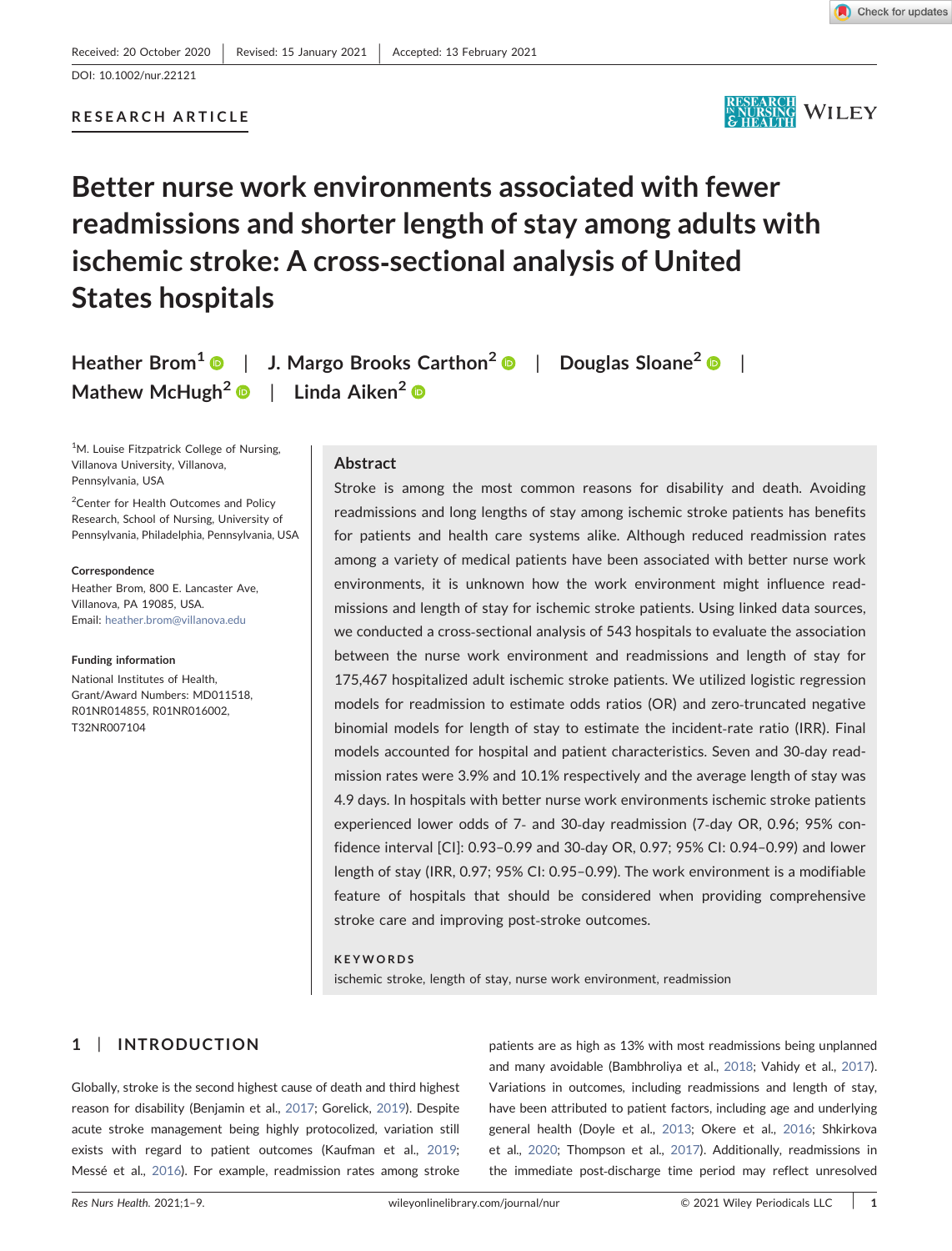Received: 20 October 2020 | Revised: 15 January 2021 | Accepted: 13 February 2021

DOI: 10.1002/nur.22121

RESEARCH ARTICLE

# Better nurse work environments associated with fewer readmissions and shorter length of stay among adults with ischemic stroke: A cross-sectional analysis of United States hospitals

Heather Brom[1] | J. Margo Brooks Carthon[2] | Douglas Sloane[2] | Mathew McHugh[2] | Linda Aiken[2]

[1]M. Louise Fitzpatrick College of Nursing, Villanova University, Villanova, Pennsylvania, USA

[2]Center for Health Outcomes and Policy Research, School of Nursing, University of Pennsylvania, Philadelphia, Pennsylvania, USA

**Correspondence**
Heather Brom, 800 E. Lancaster Ave, Villanova, PA 19085, USA.
Email: heather.brom@villanova.edu

**Funding information**
National Institutes of Health, Grant/Award Numbers: MD011518, R01NR014855, R01NR016002, T32NR007104

## Abstract

Stroke is among the most common reasons for disability and death. Avoiding readmissions and long lengths of stay among ischemic stroke patients has benefits for patients and health care systems alike. Although reduced readmission rates among a variety of medical patients have been associated with better nurse work environments, it is unknown how the work environment might influence readmissions and length of stay for ischemic stroke patients. Using linked data sources, we conducted a cross-sectional analysis of 543 hospitals to evaluate the association between the nurse work environment and readmissions and length of stay for 175,467 hospitalized adult ischemic stroke patients. We utilized logistic regression models for readmission to estimate odds ratios (OR) and zero-truncated negative binomial models for length of stay to estimate the incident-rate ratio (IRR). Final models accounted for hospital and patient characteristics. Seven and 30-day readmission rates were 3.9% and 10.1% respectively and the average length of stay was 4.9 days. In hospitals with better nurse work environments ischemic stroke patients experienced lower odds of 7- and 30-day readmission (7-day OR, 0.96; 95% confidence interval [CI]: 0.93–0.99 and 30-day OR, 0.97; 95% CI: 0.94–0.99) and lower length of stay (IRR, 0.97; 95% CI: 0.95–0.99). The work environment is a modifiable feature of hospitals that should be considered when providing comprehensive stroke care and improving post-stroke outcomes.

**KEYWORDS**

ischemic stroke, length of stay, nurse work environment, readmission

## 1 | INTRODUCTION

Globally, stroke is the second highest cause of death and third highest reason for disability (Benjamin et al., 2017; Gorelick, 2019). Despite acute stroke management being highly protocolized, variation still exists with regard to patient outcomes (Kaufman et al., 2019; Messé et al., 2016). For example, readmission rates among stroke patients are as high as 13% with most readmissions being unplanned and many avoidable (Bambhroliya et al., 2018; Vahidy et al., 2017). Variations in outcomes, including readmissions and length of stay, have been attributed to patient factors, including age and underlying general health (Doyle et al., 2013; Okere et al., 2016; Shkirkova et al., 2020; Thompson et al., 2017). Additionally, readmissions in the immediate post-discharge time period may reflect unresolved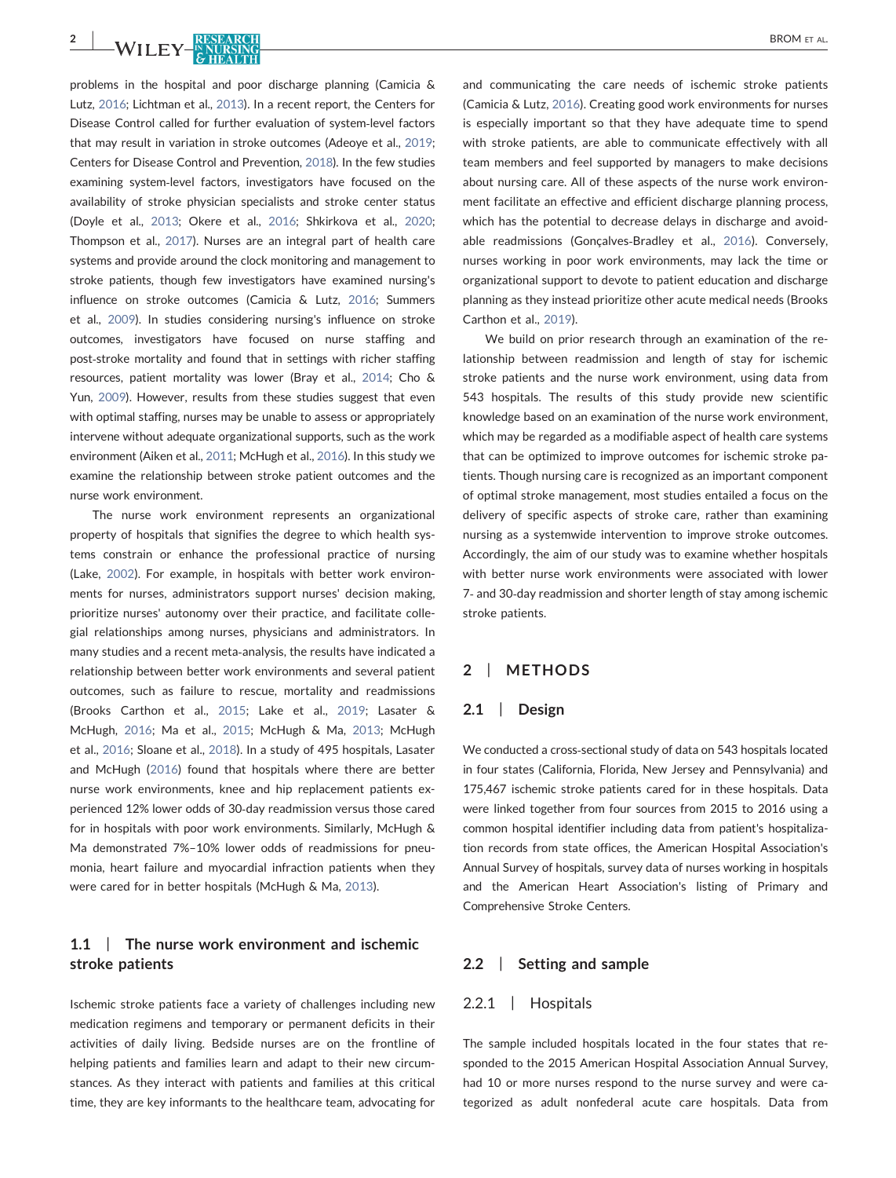problems in the hospital and poor discharge planning (Camicia & Lutz, 2016; Lichtman et al., 2013). In a recent report, the Centers for Disease Control called for further evaluation of system-level factors that may result in variation in stroke outcomes (Adeoye et al., 2019; Centers for Disease Control and Prevention, 2018). In the few studies examining system-level factors, investigators have focused on the availability of stroke physician specialists and stroke center status (Doyle et al., 2013; Okere et al., 2016; Shkirkova et al., 2020; Thompson et al., 2017). Nurses are an integral part of health care systems and provide around the clock monitoring and management to stroke patients, though few investigators have examined nursing's influence on stroke outcomes (Camicia & Lutz, 2016; Summers et al., 2009). In studies considering nursing's influence on stroke outcomes, investigators have focused on nurse staffing and post-stroke mortality and found that in settings with richer staffing resources, patient mortality was lower (Bray et al., 2014; Cho & Yun, 2009). However, results from these studies suggest that even with optimal staffing, nurses may be unable to assess or appropriately intervene without adequate organizational supports, such as the work environment (Aiken et al., 2011; McHugh et al., 2016). In this study we examine the relationship between stroke patient outcomes and the nurse work environment.

The nurse work environment represents an organizational property of hospitals that signifies the degree to which health systems constrain or enhance the professional practice of nursing (Lake, 2002). For example, in hospitals with better work environments for nurses, administrators support nurses' decision making, prioritize nurses' autonomy over their practice, and facilitate collegial relationships among nurses, physicians and administrators. In many studies and a recent meta-analysis, the results have indicated a relationship between better work environments and several patient outcomes, such as failure to rescue, mortality and readmissions (Brooks Carthon et al., 2015; Lake et al., 2019; Lasater & McHugh, 2016; Ma et al., 2015; McHugh & Ma, 2013; McHugh et al., 2016; Sloane et al., 2018). In a study of 495 hospitals, Lasater and McHugh (2016) found that hospitals where there are better nurse work environments, knee and hip replacement patients experienced 12% lower odds of 30-day readmission versus those cared for in hospitals with poor work environments. Similarly, McHugh & Ma demonstrated 7%–10% lower odds of readmissions for pneumonia, heart failure and myocardial infraction patients when they were cared for in better hospitals (McHugh & Ma, 2013).

### 1.1 | The nurse work environment and ischemic stroke patients

Ischemic stroke patients face a variety of challenges including new medication regimens and temporary or permanent deficits in their activities of daily living. Bedside nurses are on the frontline of helping patients and families learn and adapt to their new circumstances. As they interact with patients and families at this critical time, they are key informants to the healthcare team, advocating for and communicating the care needs of ischemic stroke patients (Camicia & Lutz, 2016). Creating good work environments for nurses is especially important so that they have adequate time to spend with stroke patients, are able to communicate effectively with all team members and feel supported by managers to make decisions about nursing care. All of these aspects of the nurse work environment facilitate an effective and efficient discharge planning process, which has the potential to decrease delays in discharge and avoidable readmissions (Gonçalves-Bradley et al., 2016). Conversely, nurses working in poor work environments, may lack the time or organizational support to devote to patient education and discharge planning as they instead prioritize other acute medical needs (Brooks Carthon et al., 2019).

We build on prior research through an examination of the relationship between readmission and length of stay for ischemic stroke patients and the nurse work environment, using data from 543 hospitals. The results of this study provide new scientific knowledge based on an examination of the nurse work environment, which may be regarded as a modifiable aspect of health care systems that can be optimized to improve outcomes for ischemic stroke patients. Though nursing care is recognized as an important component of optimal stroke management, most studies entailed a focus on the delivery of specific aspects of stroke care, rather than examining nursing as a systemwide intervention to improve stroke outcomes. Accordingly, the aim of our study was to examine whether hospitals with better nurse work environments were associated with lower 7- and 30-day readmission and shorter length of stay among ischemic stroke patients.

## 2 | METHODS

### 2.1 | Design

We conducted a cross-sectional study of data on 543 hospitals located in four states (California, Florida, New Jersey and Pennsylvania) and 175,467 ischemic stroke patients cared for in these hospitals. Data were linked together from four sources from 2015 to 2016 using a common hospital identifier including data from patient's hospitalization records from state offices, the American Hospital Association's Annual Survey of hospitals, survey data of nurses working in hospitals and the American Heart Association's listing of Primary and Comprehensive Stroke Centers.

### 2.2 | Setting and sample

#### 2.2.1 | Hospitals

The sample included hospitals located in the four states that responded to the 2015 American Hospital Association Annual Survey, had 10 or more nurses respond to the nurse survey and were categorized as adult nonfederal acute care hospitals. Data from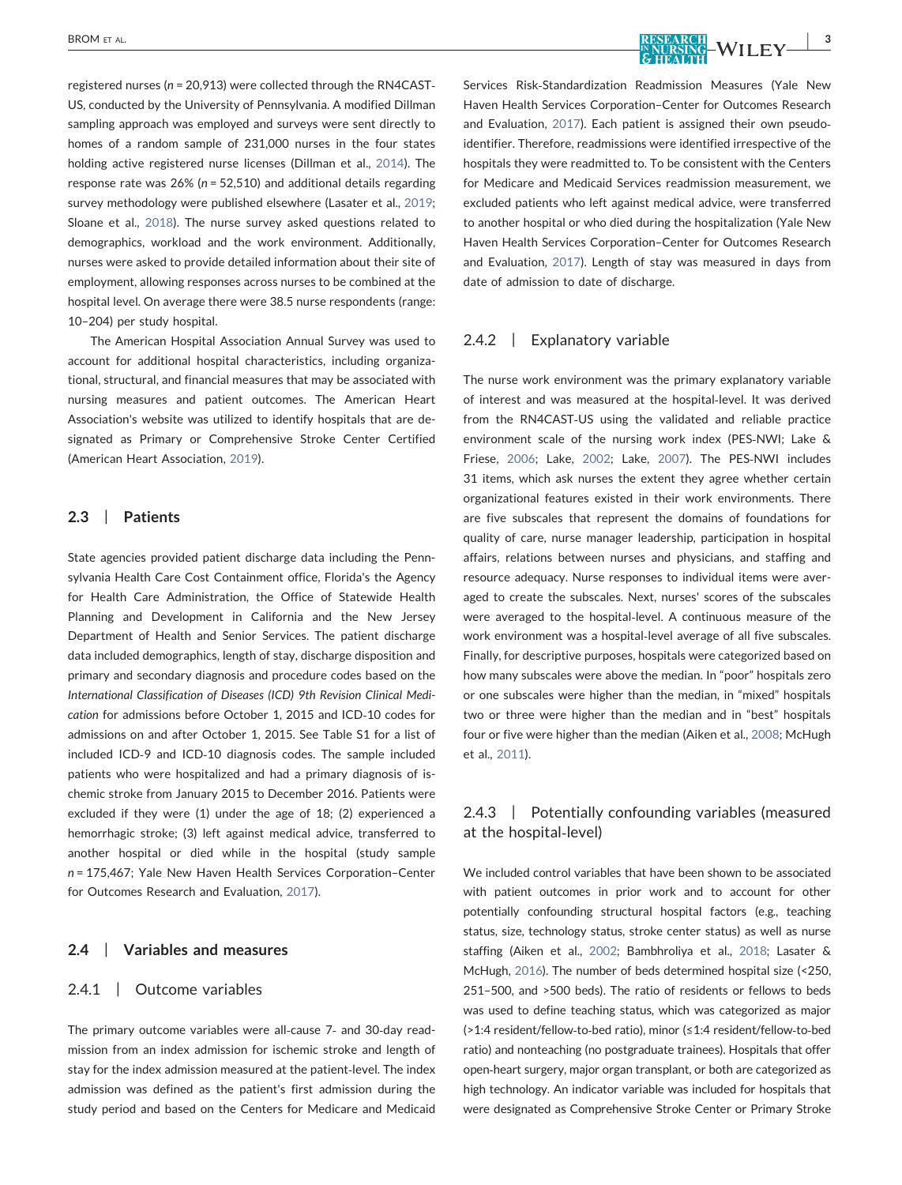registered nurses ($n$ = 20,913) were collected through the RN4CAST-US, conducted by the University of Pennsylvania. A modified Dillman sampling approach was employed and surveys were sent directly to homes of a random sample of 231,000 nurses in the four states holding active registered nurse licenses (Dillman et al., 2014). The response rate was 26% ($n$ = 52,510) and additional details regarding survey methodology were published elsewhere (Lasater et al., 2019; Sloane et al., 2018). The nurse survey asked questions related to demographics, workload and the work environment. Additionally, nurses were asked to provide detailed information about their site of employment, allowing responses across nurses to be combined at the hospital level. On average there were 38.5 nurse respondents (range: 10–204) per study hospital.

The American Hospital Association Annual Survey was used to account for additional hospital characteristics, including organizational, structural, and financial measures that may be associated with nursing measures and patient outcomes. The American Heart Association's website was utilized to identify hospitals that are designated as Primary or Comprehensive Stroke Center Certified (American Heart Association, 2019).

## 2.3 | Patients

State agencies provided patient discharge data including the Pennsylvania Health Care Cost Containment office, Florida's the Agency for Health Care Administration, the Office of Statewide Health Planning and Development in California and the New Jersey Department of Health and Senior Services. The patient discharge data included demographics, length of stay, discharge disposition and primary and secondary diagnosis and procedure codes based on the *International Classification of Diseases (ICD) 9th Revision Clinical Medication* for admissions before October 1, 2015 and ICD-10 codes for admissions on and after October 1, 2015. See Table S1 for a list of included ICD-9 and ICD-10 diagnosis codes. The sample included patients who were hospitalized and had a primary diagnosis of ischemic stroke from January 2015 to December 2016. Patients were excluded if they were (1) under the age of 18; (2) experienced a hemorrhagic stroke; (3) left against medical advice, transferred to another hospital or died while in the hospital (study sample $n$ = 175,467; Yale New Haven Health Services Corporation–Center for Outcomes Research and Evaluation, 2017).

## 2.4 | Variables and measures

### 2.4.1 | Outcome variables

The primary outcome variables were all-cause 7- and 30-day readmission from an index admission for ischemic stroke and length of stay for the index admission measured at the patient-level. The index admission was defined as the patient's first admission during the study period and based on the Centers for Medicare and Medicaid Services Risk-Standardization Readmission Measures (Yale New Haven Health Services Corporation–Center for Outcomes Research and Evaluation, 2017). Each patient is assigned their own pseudo-identifier. Therefore, readmissions were identified irrespective of the hospitals they were readmitted to. To be consistent with the Centers for Medicare and Medicaid Services readmission measurement, we excluded patients who left against medical advice, were transferred to another hospital or who died during the hospitalization (Yale New Haven Health Services Corporation–Center for Outcomes Research and Evaluation, 2017). Length of stay was measured in days from date of admission to date of discharge.

### 2.4.2 | Explanatory variable

The nurse work environment was the primary explanatory variable of interest and was measured at the hospital-level. It was derived from the RN4CAST-US using the validated and reliable practice environment scale of the nursing work index (PES-NWI; Lake & Friese, 2006; Lake, 2002; Lake, 2007). The PES-NWI includes 31 items, which ask nurses the extent they agree whether certain organizational features existed in their work environments. There are five subscales that represent the domains of foundations for quality of care, nurse manager leadership, participation in hospital affairs, relations between nurses and physicians, and staffing and resource adequacy. Nurse responses to individual items were averaged to create the subscales. Next, nurses' scores of the subscales were averaged to the hospital-level. A continuous measure of the work environment was a hospital-level average of all five subscales. Finally, for descriptive purposes, hospitals were categorized based on how many subscales were above the median. In "poor" hospitals zero or one subscales were higher than the median, in "mixed" hospitals two or three were higher than the median and in "best" hospitals four or five were higher than the median (Aiken et al., 2008; McHugh et al., 2011).

### 2.4.3 | Potentially confounding variables (measured at the hospital-level)

We included control variables that have been shown to be associated with patient outcomes in prior work and to account for other potentially confounding structural hospital factors (e.g., teaching status, size, technology status, stroke center status) as well as nurse staffing (Aiken et al., 2002; Bambhroliya et al., 2018; Lasater & McHugh, 2016). The number of beds determined hospital size (<250, 251–500, and >500 beds). The ratio of residents or fellows to beds was used to define teaching status, which was categorized as major (>1:4 resident/fellow-to-bed ratio), minor (≤1:4 resident/fellow-to-bed ratio) and nonteaching (no postgraduate trainees). Hospitals that offer open-heart surgery, major organ transplant, or both are categorized as high technology. An indicator variable was included for hospitals that were designated as Comprehensive Stroke Center or Primary Stroke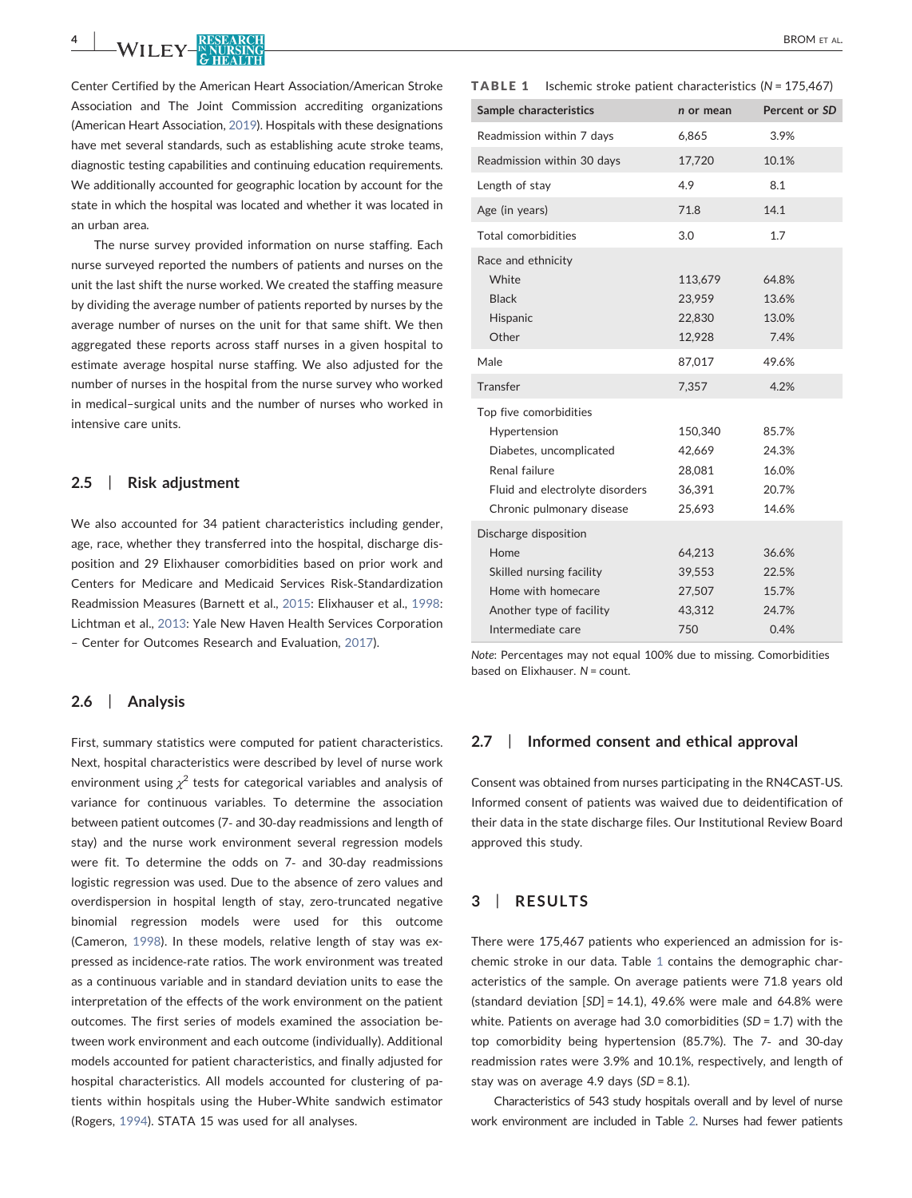Center Certified by the American Heart Association/American Stroke Association and The Joint Commission accrediting organizations (American Heart Association, 2019). Hospitals with these designations have met several standards, such as establishing acute stroke teams, diagnostic testing capabilities and continuing education requirements. We additionally accounted for geographic location by account for the state in which the hospital was located and whether it was located in an urban area.

The nurse survey provided information on nurse staffing. Each nurse surveyed reported the numbers of patients and nurses on the unit the last shift the nurse worked. We created the staffing measure by dividing the average number of patients reported by nurses by the average number of nurses on the unit for that same shift. We then aggregated these reports across staff nurses in a given hospital to estimate average hospital nurse staffing. We also adjusted for the number of nurses in the hospital from the nurse survey who worked in medical–surgical units and the number of nurses who worked in intensive care units.

### 2.5 | Risk adjustment

We also accounted for 34 patient characteristics including gender, age, race, whether they transferred into the hospital, discharge disposition and 29 Elixhauser comorbidities based on prior work and Centers for Medicare and Medicaid Services Risk-Standardization Readmission Measures (Barnett et al., 2015: Elixhauser et al., 1998: Lichtman et al., 2013: Yale New Haven Health Services Corporation – Center for Outcomes Research and Evaluation, 2017).

### 2.6 | Analysis

First, summary statistics were computed for patient characteristics. Next, hospital characteristics were described by level of nurse work environment using $\chi^2$ tests for categorical variables and analysis of variance for continuous variables. To determine the association between patient outcomes (7- and 30-day readmissions and length of stay) and the nurse work environment several regression models were fit. To determine the odds on 7- and 30-day readmissions logistic regression was used. Due to the absence of zero values and overdispersion in hospital length of stay, zero-truncated negative binomial regression models were used for this outcome (Cameron, 1998). In these models, relative length of stay was expressed as incidence-rate ratios. The work environment was treated as a continuous variable and in standard deviation units to ease the interpretation of the effects of the work environment on the patient outcomes. The first series of models examined the association between work environment and each outcome (individually). Additional models accounted for patient characteristics, and finally adjusted for hospital characteristics. All models accounted for clustering of patients within hospitals using the Huber-White sandwich estimator (Rogers, 1994). STATA 15 was used for all analyses.

**TABLE 1** Ischemic stroke patient characteristics (*N* = 175,467)

| Sample characteristics | *n* or mean | Percent or *SD* |
|---|---|---|
| Readmission within 7 days | 6,865 | 3.9% |
| Readmission within 30 days | 17,720 | 10.1% |
| Length of stay | 4.9 | 8.1 |
| Age (in years) | 71.8 | 14.1 |
| Total comorbidities | 3.0 | 1.7 |
| Race and ethnicity | | |
| White | 113,679 | 64.8% |
| Black | 23,959 | 13.6% |
| Hispanic | 22,830 | 13.0% |
| Other | 12,928 | 7.4% |
| Male | 87,017 | 49.6% |
| Transfer | 7,357 | 4.2% |
| Top five comorbidities | | |
| Hypertension | 150,340 | 85.7% |
| Diabetes, uncomplicated | 42,669 | 24.3% |
| Renal failure | 28,081 | 16.0% |
| Fluid and electrolyte disorders | 36,391 | 20.7% |
| Chronic pulmonary disease | 25,693 | 14.6% |
| Discharge disposition | | |
| Home | 64,213 | 36.6% |
| Skilled nursing facility | 39,553 | 22.5% |
| Home with homecare | 27,507 | 15.7% |
| Another type of facility | 43,312 | 24.7% |
| Intermediate care | 750 | 0.4% |

*Note*: Percentages may not equal 100% due to missing. Comorbidities based on Elixhauser. *N* = count.

### 2.7 | Informed consent and ethical approval

Consent was obtained from nurses participating in the RN4CAST-US. Informed consent of patients was waived due to deidentification of their data in the state discharge files. Our Institutional Review Board approved this study.

## 3 | RESULTS

There were 175,467 patients who experienced an admission for ischemic stroke in our data. Table 1 contains the demographic characteristics of the sample. On average patients were 71.8 years old (standard deviation [*SD*] = 14.1), 49.6% were male and 64.8% were white. Patients on average had 3.0 comorbidities (*SD* = 1.7) with the top comorbidity being hypertension (85.7%). The 7- and 30-day readmission rates were 3.9% and 10.1%, respectively, and length of stay was on average 4.9 days (*SD* = 8.1).

Characteristics of 543 study hospitals overall and by level of nurse work environment are included in Table 2. Nurses had fewer patients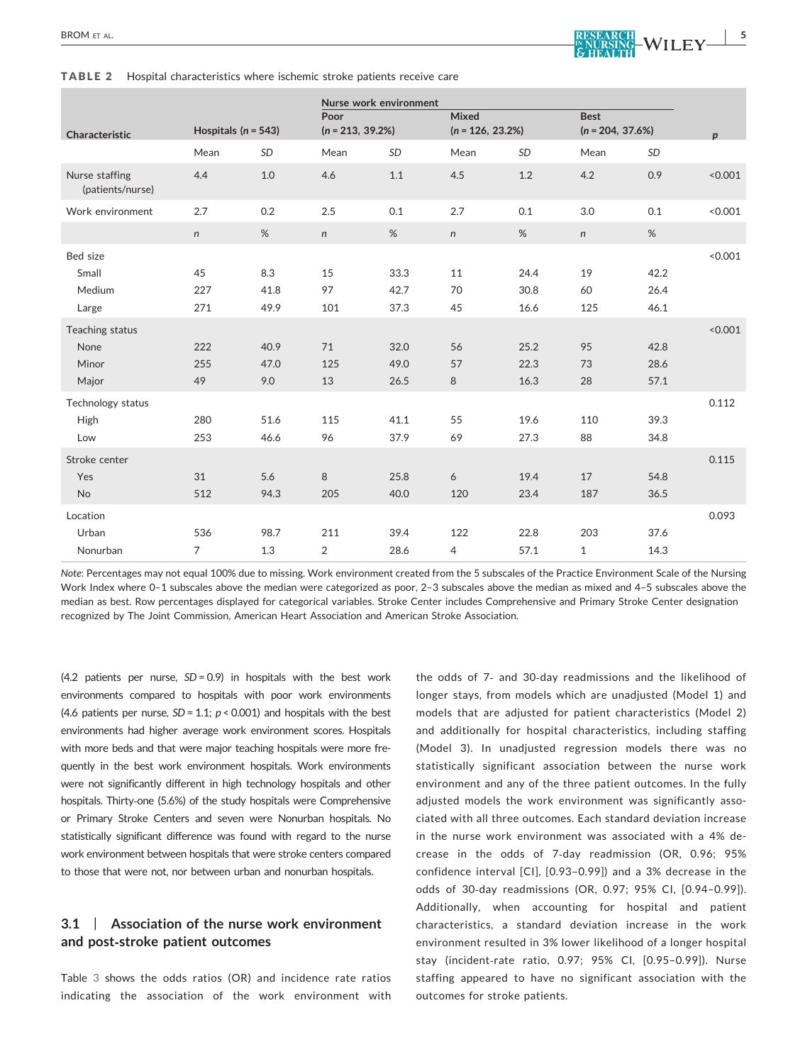**TABLE 2** Hospital characteristics where ischemic stroke patients receive care

| Characteristic | Hospitals ($n$ = 543) | | Nurse work environment | | | | | | $p$ |
|---|---|---|---|---|---|---|---|---|---|
| | | | Poor ($n$ = 213, 39.2%) | | Mixed ($n$ = 126, 23.2%) | | Best ($n$ = 204, 37.6%) | | |
| | Mean | *SD* | Mean | *SD* | Mean | *SD* | Mean | *SD* | |
| Nurse staffing (patients/nurse) | 4.4 | 1.0 | 4.6 | 1.1 | 4.5 | 1.2 | 4.2 | 0.9 | <0.001 |
| Work environment | 2.7 | 0.2 | 2.5 | 0.1 | 2.7 | 0.1 | 3.0 | 0.1 | <0.001 |
| | *n* | % | *n* | % | *n* | % | *n* | % | |
| Bed size | | | | | | | | | <0.001 |
| Small | 45 | 8.3 | 15 | 33.3 | 11 | 24.4 | 19 | 42.2 | |
| Medium | 227 | 41.8 | 97 | 42.7 | 70 | 30.8 | 60 | 26.4 | |
| Large | 271 | 49.9 | 101 | 37.3 | 45 | 16.6 | 125 | 46.1 | |
| Teaching status | | | | | | | | | <0.001 |
| None | 222 | 40.9 | 71 | 32.0 | 56 | 25.2 | 95 | 42.8 | |
| Minor | 255 | 47.0 | 125 | 49.0 | 57 | 22.3 | 73 | 28.6 | |
| Major | 49 | 9.0 | 13 | 26.5 | 8 | 16.3 | 28 | 57.1 | |
| Technology status | | | | | | | | | 0.112 |
| High | 280 | 51.6 | 115 | 41.1 | 55 | 19.6 | 110 | 39.3 | |
| Low | 253 | 46.6 | 96 | 37.9 | 69 | 27.3 | 88 | 34.8 | |
| Stroke center | | | | | | | | | 0.115 |
| Yes | 31 | 5.6 | 8 | 25.8 | 6 | 19.4 | 17 | 54.8 | |
| No | 512 | 94.3 | 205 | 40.0 | 120 | 23.4 | 187 | 36.5 | |
| Location | | | | | | | | | 0.093 |
| Urban | 536 | 98.7 | 211 | 39.4 | 122 | 22.8 | 203 | 37.6 | |
| Nonurban | 7 | 1.3 | 2 | 28.6 | 4 | 57.1 | 1 | 14.3 | |

*Note*: Percentages may not equal 100% due to missing. Work environment created from the 5 subscales of the Practice Environment Scale of the Nursing Work Index where 0–1 subscales above the median were categorized as poor, 2–3 subscales above the median as mixed and 4–5 subscales above the median as best. Row percentages displayed for categorical variables. Stroke Center includes Comprehensive and Primary Stroke Center designation recognized by The Joint Commission, American Heart Association and American Stroke Association.

(4.2 patients per nurse, $SD = 0.9$) in hospitals with the best work environments compared to hospitals with poor work environments (4.6 patients per nurse, $SD = 1.1$; $p < 0.001$) and hospitals with the best environments had higher average work environment scores. Hospitals with more beds and that were major teaching hospitals were more frequently in the best work environment hospitals. Work environments were not significantly different in high technology hospitals and other hospitals. Thirty-one (5.6%) of the study hospitals were Comprehensive or Primary Stroke Centers and seven were Nonurban hospitals. No statistically significant difference was found with regard to the nurse work environment between hospitals that were stroke centers compared to those that were not, nor between urban and nonurban hospitals.

### 3.1 | Association of the nurse work environment and post-stroke patient outcomes

Table 3 shows the odds ratios (OR) and incidence rate ratios indicating the association of the work environment with the odds of 7- and 30-day readmissions and the likelihood of longer stays, from models which are unadjusted (Model 1) and models that are adjusted for patient characteristics (Model 2) and additionally for hospital characteristics, including staffing (Model 3). In unadjusted regression models there was no statistically significant association between the nurse work environment and any of the three patient outcomes. In the fully adjusted models the work environment was significantly associated with all three outcomes. Each standard deviation increase in the nurse work environment was associated with a 4% decrease in the odds of 7-day readmission (OR, 0.96; 95% confidence interval [CI], [0.93–0.99]) and a 3% decrease in the odds of 30-day readmissions (OR, 0.97; 95% CI, [0.94–0.99]). Additionally, when accounting for hospital and patient characteristics, a standard deviation increase in the work environment resulted in 3% lower likelihood of a longer hospital stay (incident-rate ratio, 0.97; 95% CI, [0.95–0.99]). Nurse staffing appeared to have no significant association with the outcomes for stroke patients.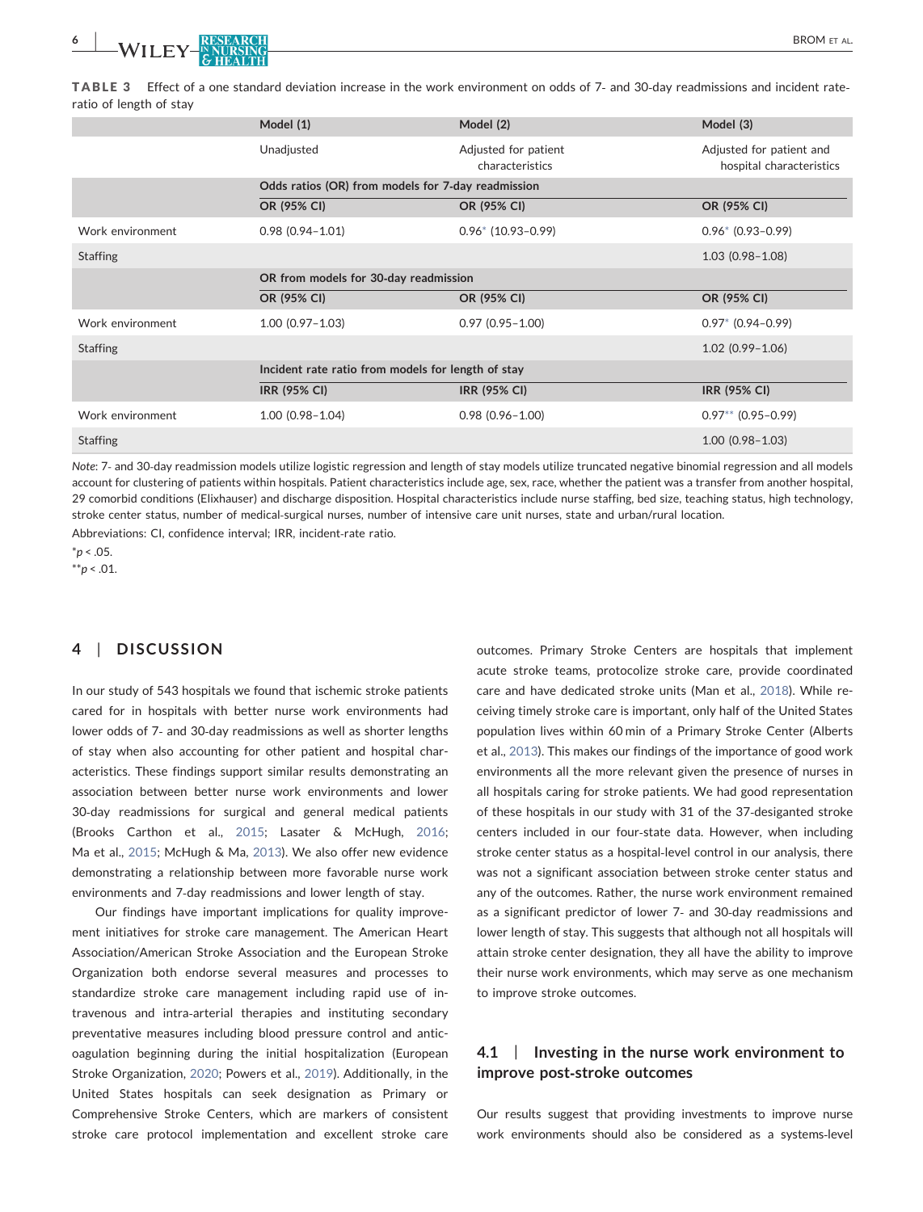**TABLE 3** Effect of a one standard deviation increase in the work environment on odds of 7- and 30-day readmissions and incident rate-ratio of length of stay

| | Model (1) | Model (2) | Model (3) |
|---|---|---|---|
| | Unadjusted | Adjusted for patient characteristics | Adjusted for patient and hospital characteristics |
| | **Odds ratios (OR) from models for 7-day readmission** | | |
| | **OR (95% CI)** | **OR (95% CI)** | **OR (95% CI)** |
| Work environment | 0.98 (0.94–1.01) | 0.96* (10.93–0.99) | 0.96* (0.93–0.99) |
| Staffing | | | 1.03 (0.98–1.08) |
| | **OR from models for 30-day readmission** | | |
| | **OR (95% CI)** | **OR (95% CI)** | **OR (95% CI)** |
| Work environment | 1.00 (0.97–1.03) | 0.97 (0.95–1.00) | 0.97* (0.94–0.99) |
| Staffing | | | 1.02 (0.99–1.06) |
| | **Incident rate ratio from models for length of stay** | | |
| | **IRR (95% CI)** | **IRR (95% CI)** | **IRR (95% CI)** |
| Work environment | 1.00 (0.98–1.04) | 0.98 (0.96–1.00) | 0.97** (0.95–0.99) |
| Staffing | | | 1.00 (0.98–1.03) |

*Note*: 7- and 30-day readmission models utilize logistic regression and length of stay models utilize truncated negative binomial regression and all models account for clustering of patients within hospitals. Patient characteristics include age, sex, race, whether the patient was a transfer from another hospital, 29 comorbid conditions (Elixhauser) and discharge disposition. Hospital characteristics include nurse staffing, bed size, teaching status, high technology, stroke center status, number of medical-surgical nurses, number of intensive care unit nurses, state and urban/rural location.

Abbreviations: CI, confidence interval; IRR, incident-rate ratio.

*$p < .05$.

**$p < .01$.

## 4 | DISCUSSION

In our study of 543 hospitals we found that ischemic stroke patients cared for in hospitals with better nurse work environments had lower odds of 7- and 30-day readmissions as well as shorter lengths of stay when also accounting for other patient and hospital characteristics. These findings support similar results demonstrating an association between better nurse work environments and lower 30-day readmissions for surgical and general medical patients (Brooks Carthon et al., 2015; Lasater & McHugh, 2016; Ma et al., 2015; McHugh & Ma, 2013). We also offer new evidence demonstrating a relationship between more favorable nurse work environments and 7-day readmissions and lower length of stay.

Our findings have important implications for quality improvement initiatives for stroke care management. The American Heart Association/American Stroke Association and the European Stroke Organization both endorse several measures and processes to standardize stroke care management including rapid use of intravenous and intra-arterial therapies and instituting secondary preventative measures including blood pressure control and anticoagulation beginning during the initial hospitalization (European Stroke Organization, 2020; Powers et al., 2019). Additionally, in the United States hospitals can seek designation as Primary or Comprehensive Stroke Centers, which are markers of consistent stroke care protocol implementation and excellent stroke care outcomes. Primary Stroke Centers are hospitals that implement acute stroke teams, protocolize stroke care, provide coordinated care and have dedicated stroke units (Man et al., 2018). While receiving timely stroke care is important, only half of the United States population lives within 60 min of a Primary Stroke Center (Alberts et al., 2013). This makes our findings of the importance of good work environments all the more relevant given the presence of nurses in all hospitals caring for stroke patients. We had good representation of these hospitals in our study with 31 of the 37-desiganted stroke centers included in our four-state data. However, when including stroke center status as a hospital-level control in our analysis, there was not a significant association between stroke center status and any of the outcomes. Rather, the nurse work environment remained as a significant predictor of lower 7- and 30-day readmissions and lower length of stay. This suggests that although not all hospitals will attain stroke center designation, they all have the ability to improve their nurse work environments, which may serve as one mechanism to improve stroke outcomes.

### 4.1 | Investing in the nurse work environment to improve post-stroke outcomes

Our results suggest that providing investments to improve nurse work environments should also be considered as a systems-level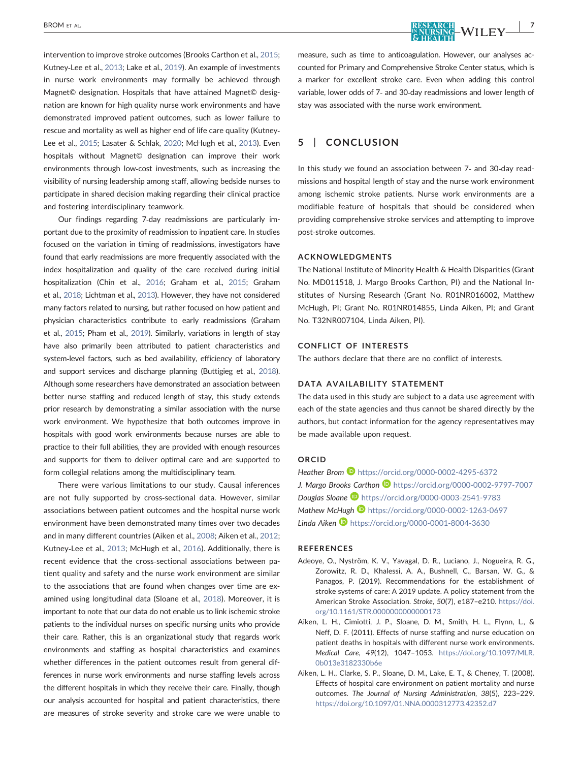intervention to improve stroke outcomes (Brooks Carthon et al., 2015; Kutney-Lee et al., 2013; Lake et al., 2019). An example of investments in nurse work environments may formally be achieved through Magnet© designation. Hospitals that have attained Magnet© designation are known for high quality nurse work environments and have demonstrated improved patient outcomes, such as lower failure to rescue and mortality as well as higher end of life care quality (Kutney-Lee et al., 2015; Lasater & Schlak, 2020; McHugh et al., 2013). Even hospitals without Magnet© designation can improve their work environments through low-cost investments, such as increasing the visibility of nursing leadership among staff, allowing bedside nurses to participate in shared decision making regarding their clinical practice and fostering interdisciplinary teamwork.

Our findings regarding 7-day readmissions are particularly important due to the proximity of readmission to inpatient care. In studies focused on the variation in timing of readmissions, investigators have found that early readmissions are more frequently associated with the index hospitalization and quality of the care received during initial hospitalization (Chin et al., 2016; Graham et al., 2015; Graham et al., 2018; Lichtman et al., 2013). However, they have not considered many factors related to nursing, but rather focused on how patient and physician characteristics contribute to early readmissions (Graham et al., 2015; Pham et al., 2019). Similarly, variations in length of stay have also primarily been attributed to patient characteristics and system-level factors, such as bed availability, efficiency of laboratory and support services and discharge planning (Buttigieg et al., 2018). Although some researchers have demonstrated an association between better nurse staffing and reduced length of stay, this study extends prior research by demonstrating a similar association with the nurse work environment. We hypothesize that both outcomes improve in hospitals with good work environments because nurses are able to practice to their full abilities, they are provided with enough resources and supports for them to deliver optimal care and are supported to form collegial relations among the multidisciplinary team.

There were various limitations to our study. Causal inferences are not fully supported by cross-sectional data. However, similar associations between patient outcomes and the hospital nurse work environment have been demonstrated many times over two decades and in many different countries (Aiken et al., 2008; Aiken et al., 2012; Kutney-Lee et al., 2013; McHugh et al., 2016). Additionally, there is recent evidence that the cross-sectional associations between patient quality and safety and the nurse work environment are similar to the associations that are found when changes over time are examined using longitudinal data (Sloane et al., 2018). Moreover, it is important to note that our data do not enable us to link ischemic stroke patients to the individual nurses on specific nursing units who provide their care. Rather, this is an organizational study that regards work environments and staffing as hospital characteristics and examines whether differences in the patient outcomes result from general differences in nurse work environments and nurse staffing levels across the different hospitals in which they receive their care. Finally, though our analysis accounted for hospital and patient characteristics, there are measures of stroke severity and stroke care we were unable to measure, such as time to anticoagulation. However, our analyses accounted for Primary and Comprehensive Stroke Center status, which is a marker for excellent stroke care. Even when adding this control variable, lower odds of 7- and 30-day readmissions and lower length of stay was associated with the nurse work environment.

## 5 | CONCLUSION

In this study we found an association between 7- and 30-day readmissions and hospital length of stay and the nurse work environment among ischemic stroke patients. Nurse work environments are a modifiable feature of hospitals that should be considered when providing comprehensive stroke services and attempting to improve post-stroke outcomes.

### ACKNOWLEDGMENTS

The National Institute of Minority Health & Health Disparities (Grant No. MD011518, J. Margo Brooks Carthon, PI) and the National Institutes of Nursing Research (Grant No. R01NR016002, Matthew McHugh, PI; Grant No. R01NR014855, Linda Aiken, PI; and Grant No. T32NR007104, Linda Aiken, PI).

### CONFLICT OF INTERESTS

The authors declare that there are no conflict of interests.

### DATA AVAILABILITY STATEMENT

The data used in this study are subject to a data use agreement with each of the state agencies and thus cannot be shared directly by the authors, but contact information for the agency representatives may be made available upon request.

### ORCID

*Heather Brom* https://orcid.org/0000-0002-4295-6372
*J. Margo Brooks Carthon* https://orcid.org/0000-0002-9797-7007
*Douglas Sloane* https://orcid.org/0000-0003-2541-9783
*Mathew McHugh* https://orcid.org/0000-0002-1263-0697
*Linda Aiken* https://orcid.org/0000-0001-8004-3630

### REFERENCES

Adeoye, O., Nyström, K. V., Yavagal, D. R., Luciano, J., Nogueira, R. G., Zorowitz, R. D., Khalessi, A. A., Bushnell, C., Barsan, W. G., & Panagos, P. (2019). Recommendations for the establishment of stroke systems of care: A 2019 update. A policy statement from the American Stroke Association. *Stroke*, *50*(7), e187–e210. https://doi.org/10.1161/STR.0000000000000173

Aiken, L. H., Cimiotti, J. P., Sloane, D. M., Smith, H. L., Flynn, L., & Neff, D. F. (2011). Effects of nurse staffing and nurse education on patient deaths in hospitals with different nurse work environments. *Medical Care*, *49*(12), 1047–1053. https://doi.org/10.1097/MLR.0b013e3182330b6e

Aiken, L. H., Clarke, S. P., Sloane, D. M., Lake, E. T., & Cheney, T. (2008). Effects of hospital care environment on patient mortality and nurse outcomes. *The Journal of Nursing Administration*, *38*(5), 223–229. https://doi.org/10.1097/01.NNA.0000312773.42352.d7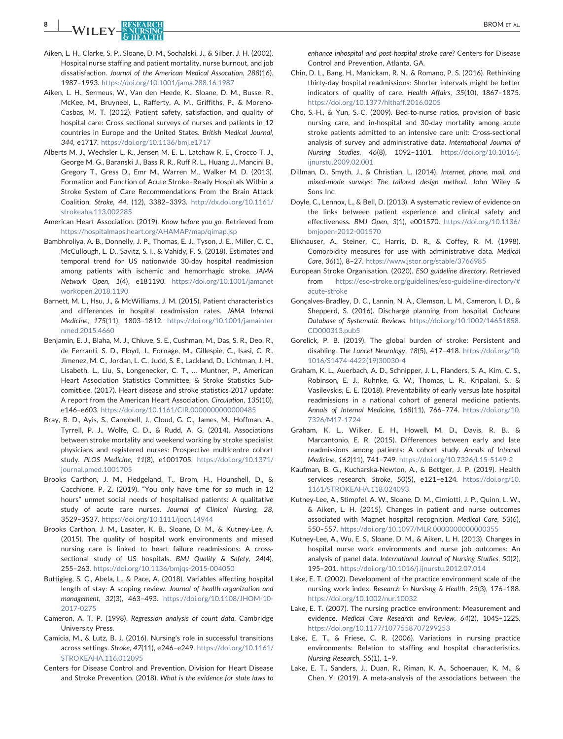Aiken, L. H., Clarke, S. P., Sloane, D. M., Sochalski, J., & Silber, J. H. (2002). Hospital nurse staffing and patient mortality, nurse burnout, and job dissatisfaction. *Journal of the American Medical Association*, *288*(16), 1987–1993. https://doi.org/10.1001/jama.288.16.1987

Aiken, L. H., Sermeus, W., Van den Heede, K., Sloane, D. M., Busse, R., McKee, M., Bruyneel, L., Rafferty, A. M., Griffiths, P., & Moreno-Casbas, M. T. (2012). Patient safety, satisfaction, and quality of hospital care: Cross sectional surveys of nurses and patients in 12 countries in Europe and the United States. *British Medical Journal*, *344*, e1717. https://doi.org/10.1136/bmj.e1717

Alberts M. J., Wechsler L. R., Jensen M. E. L., Latchaw R. E., Crocco T. J., George M. G., Baranski J., Bass R. R., Ruff R. L., Huang J., Mancini B., Gregory T., Gress D., Emr M., Warren M., Walker M. D. (2013). Formation and Function of Acute Stroke–Ready Hospitals Within a Stroke System of Care Recommendations From the Brain Attack Coalition. *Stroke*, *44*, (12), 3382–3393. http://dx.doi.org/10.1161/strokeaha.113.002285

American Heart Association. (2019). *Know before you go*. Retrieved from https://hospitalmaps.heart.org/AHAMAP/map/qimap.jsp

Bambhroliya, A. B., Donnelly, J. P., Thomas, E. J., Tyson, J. E., Miller, C. C., McCullough, L. D., Savitz, S. I., & Vahidy, F. S. (2018). Estimates and temporal trend for US nationwide 30-day hospital readmission among patients with ischemic and hemorrhagic stroke. *JAMA Network Open*, *1*(4), e181190. https://doi.org/10.1001/jamanetworkopen.2018.1190

Barnett, M. L., Hsu, J., & McWilliams, J. M. (2015). Patient characteristics and differences in hospital readmission rates. *JAMA Internal Medicine*, *175*(11), 1803–1812. https://doi.org/10.1001/jamainternmed.2015.4660

Benjamin, E. J., Blaha, M. J., Chiuve, S. E., Cushman, M., Das, S. R., Deo, R., de Ferranti, S. D., Floyd, J., Fornage, M., Gillespie, C., Isasi, C. R., Jimenez, M. C., Jordan, L. C., Judd, S. E., Lackland, D., Lichtman, J. H., Lisabeth, L., Liu, S., Longenecker, C. T., … Muntner, P., American Heart Association Statistics Committee, & Stroke Statistics Subcomittiee. (2017). Heart disease and stroke statistics-2017 update: A report from the American Heart Association. *Circulation*, *135*(10), e146–e603. https://doi.org/10.1161/CIR.0000000000000485

Bray, B. D., Ayis, S., Campbell, J., Cloud, G. C., James, M., Hoffman, A., Tyrrell, P. J., Wolfe, C. D., & Rudd, A. G. (2014). Associations between stroke mortality and weekend working by stroke specialist physicians and registered nurses: Prospective multicentre cohort study. *PLOS Medicine*, *11*(8), e1001705. https://doi.org/10.1371/journal.pmed.1001705

Brooks Carthon, J. M., Hedgeland, T., Brom, H., Hounshell, D., & Cacchione, P. Z. (2019). "You only have time for so much in 12 hours" unmet social needs of hospitalised patients: A qualitative study of acute care nurses. *Journal of Clinical Nursing*, *28*, 3529–3537. https://doi.org/10.1111/jocn.14944

Brooks Carthon, J. M., Lasater, K. B., Sloane, D. M., & Kutney-Lee, A. (2015). The quality of hospital work environments and missed nursing care is linked to heart failure readmissions: A cross-sectional study of US hospitals. *BMJ Quality & Safety*, *24*(4), 255–263. https://doi.org/10.1136/bmjqs-2015-004050

Buttigieg, S. C., Abela, L., & Pace, A. (2018). Variables affecting hospital length of stay: A scoping review. *Journal of health organization and management*, *32*(3), 463–493. https://doi.org/10.1108/JHOM-10-2017-0275

Cameron, A. T. P. (1998). *Regression analysis of count data*. Cambridge University Press.

Camicia, M., & Lutz, B. J. (2016). Nursing's role in successful transitions across settings. *Stroke*, *47*(11), e246–e249. https://doi.org/10.1161/STROKEAHA.116.012095

Centers for Disease Control and Prevention. Division for Heart Disease and Stroke Prevention. (2018). *What is the evidence for state laws to enhance inhospital and post-hospital stroke care*? Centers for Disease Control and Prevention, Atlanta, GA.

Chin, D. L., Bang, H., Manickam, R. N., & Romano, P. S. (2016). Rethinking thirty-day hospital readmissions: Shorter intervals might be better indicators of quality of care. *Health Affairs*, *35*(10), 1867–1875. https://doi.org/10.1377/hlthaff.2016.0205

Cho, S.-H., & Yun, S.-C. (2009). Bed-to-nurse ratios, provision of basic nursing care, and in-hospital and 30-day mortality among acute stroke patients admitted to an intensive care unit: Cross-sectional analysis of survey and administrative data. *International Journal of Nursing Studies*, *46*(8), 1092–1101. https://doi.org/10.1016/j.ijnurstu.2009.02.001

Dillman, D., Smyth, J., & Christian, L. (2014). *Internet, phone, mail, and mixed-mode surveys: The tailored design method*. John Wiley & Sons Inc.

Doyle, C., Lennox, L., & Bell, D. (2013). A systematic review of evidence on the links between patient experience and clinical safety and effectiveness. *BMJ Open*, *3*(1), e001570. https://doi.org/10.1136/bmjopen-2012-001570

Elixhauser, A., Steiner, C., Harris, D. R., & Coffey, R. M. (1998). Comorbidity measures for use with administrative data. *Medical Care*, *36*(1), 8–27. https://www.jstor.org/stable/3766985

European Stroke Organisation. (2020). *ESO guideline directory*. Retrieved from https://eso-stroke.org/guidelines/eso-guideline-directory/#acute-stroke

Gonçalves-Bradley, D. C., Lannin, N. A., Clemson, L. M., Cameron, I. D., & Shepperd, S. (2016). Discharge planning from hospital. *Cochrane Database of Systematic Reviews*. https://doi.org/10.1002/14651858.CD000313.pub5

Gorelick, P. B. (2019). The global burden of stroke: Persistent and disabling. *The Lancet Neurology*, *18*(5), 417–418. https://doi.org/10.1016/S1474-4422(19)30030-4

Graham, K. L., Auerbach, A. D., Schnipper, J. L., Flanders, S. A., Kim, C. S., Robinson, E. J., Ruhnke, G. W., Thomas, L. R., Kripalani, S., & Vasilevskis, E. E. (2018). Preventability of early versus late hospital readmissions in a national cohort of general medicine patients. *Annals of Internal Medicine*, *168*(11), 766–774. https://doi.org/10.7326/M17-1724

Graham, K. L., Wilker, E. H., Howell, M. D., Davis, R. B., & Marcantonio, E. R. (2015). Differences between early and late readmissions among patients: A cohort study. *Annals of Internal Medicine*, *162*(11), 741–749. https://doi.org/10.7326/L15-5149-2

Kaufman, B. G., Kucharska-Newton, A., & Bettger, J. P. (2019). Health services research. *Stroke*, *50*(5), e121–e124. https://doi.org/10.1161/STROKEAHA.118.024093

Kutney-Lee, A., Stimpfel, A. W., Sloane, D. M., Cimiotti, J. P., Quinn, L. W., & Aiken, L. H. (2015). Changes in patient and nurse outcomes associated with Magnet hospital recognition. *Medical Care*, *53*(6), 550–557. https://doi.org/10.1097/MLR.0000000000000355

Kutney-Lee, A., Wu, E. S., Sloane, D. M., & Aiken, L. H. (2013). Changes in hospital nurse work environments and nurse job outcomes: An analysis of panel data. *International Journal of Nursing Studies*, *50*(2), 195–201. https://doi.org/10.1016/j.ijnurstu.2012.07.014

Lake, E. T. (2002). Development of the practice environment scale of the nursing work index. *Research in Nursisng & Health*, *25*(3), 176–188. https://doi.org/10.1002/nur.10032

Lake, E. T. (2007). The nursing practice environment: Measurement and evidence. *Medical Care Research and Review*, *64*(2), 104S–122S. https://doi.org/10.1177/1077558707299253

Lake, E. T., & Friese, C. R. (2006). Variations in nursing practice environments: Relation to staffing and hospital characteristics. *Nursing Research*, *55*(1), 1–9.

Lake, E. T., Sanders, J., Duan, R., Riman, K. A., Schoenauer, K. M., & Chen, Y. (2019). A meta-analysis of the associations between the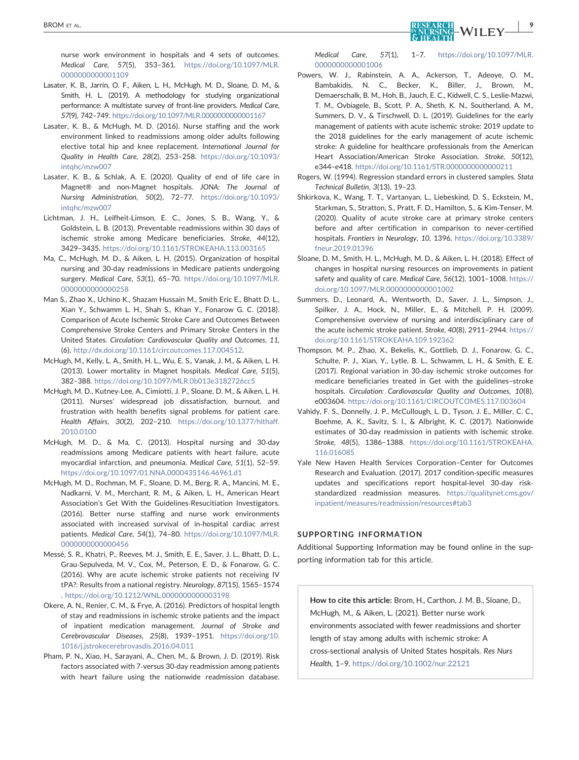nurse work environment in hospitals and 4 sets of outcomes. *Medical Care*, *57*(5), 353–361. https://doi.org/10.1097/MLR.0000000000001109

Lasater, K. B., Jarrín, O. F., Aiken, L. H., McHugh, M. D., Sloane, D. M., & Smith, H. L. (2019). A methodology for studying organizational performance: A multistate survey of front-line providers. *Medical Care*, *57*(9), 742–749. https://doi.org/10.1097/MLR.0000000000001167

Lasater, K. B., & McHugh, M. D. (2016). Nurse staffing and the work environment linked to readmissions among older adults following elective total hip and knee replacement. *International Journal for Quality in Health Care*, *28*(2), 253–258. https://doi.org/10.1093/intqhc/mzw007

Lasater, K. B., & Schlak, A. E. (2020). Quality of end of life care in Magnet® and non-Magnet hospitals. *JONA: The Journal of Nursing Administration*, *50*(2), 72–77. https://doi.org/10.1093/intqhc/mzw007

Lichtman, J. H., Leifheit-Limson, E. C., Jones, S. B., Wang, Y., & Goldstein, L. B. (2013). Preventable readmissions within 30 days of ischemic stroke among Medicare beneficiaries. *Stroke*, *44*(12), 3429–3435. https://doi.org/10.1161/STROKEAHA.113.003165

Ma, C., McHugh, M. D., & Aiken, L. H. (2015). Organization of hospital nursing and 30-day readmissions in Medicare patients undergoing surgery. *Medical Care*, *53*(1), 65–70. https://doi.org/10.1097/MLR.0000000000000258

Man S., Zhao X., Uchino K., Shazam Hussain M., Smith Eric E., Bhatt D. L., Xian Y., Schwamm L. H., Shah S., Khan Y., Fonarow G. C. (2018). Comparison of Acute Ischemic Stroke Care and Outcomes Between Comprehensive Stroke Centers and Primary Stroke Centers in the United States. *Circulation: Cardiovascular Quality and Outcomes*, *11*, (6), http://dx.doi.org/10.1161/circoutcomes.117.004512.

McHugh, M., Kelly, L. A., Smith, H. L., Wu, E. S., Vanak, J. M., & Aiken, L. H. (2013). Lower mortality in Magnet hospitals. *Medical Care*, *51*(5), 382–388. https://doi.org/10.1097/MLR.0b013e3182726cc5

McHugh, M. D., Kutney-Lee, A., Cimiotti, J. P., Sloane, D. M., & Aiken, L. H. (2011). Nurses' widespread job dissatisfaction, burnout, and frustration with health benefits signal problems for patient care. *Health Affairs*, *30*(2), 202–210. https://doi.org/10.1377/hlthaff.2010.0100

McHugh, M. D., & Ma, C. (2013). Hospital nursing and 30-day readmissions among Medicare patients with heart failure, acute myocardial infarction, and pneumonia. *Medical Care*, *51*(1), 52–59. https://doi.org/10.1097/01.NNA.0000435146.46961.d1

McHugh, M. D., Rochman, M. F., Sloane, D. M., Berg, R. A., Mancini, M. E., Nadkarni, V. M., Merchant, R. M., & Aiken, L. H., American Heart Association's Get With the Guidelines-Resuscitation Investigators. (2016). Better nurse staffing and nurse work environments associated with increased survival of in-hospital cardiac arrest patients. *Medical Care*, *54*(1), 74–80. https://doi.org/10.1097/MLR.0000000000000456

Messé, S. R., Khatri, P., Reeves, M. J., Smith, E. E., Saver, J. L., Bhatt, D. L., Grau-Sepulveda, M. V., Cox, M., Peterson, E. D., & Fonarow, G. C. (2016). Why are acute ischemic stroke patients not receiving IV tPA?: Results from a national registry. *Neurology*, *87*(15), 1565–1574. https://doi.org/10.1212/WNL.0000000000003198

Okere, A. N., Renier, C. M., & Frye, A. (2016). Predictors of hospital length of stay and readmissions in ischemic stroke patients and the impact of inpatient medication management. *Journal of Stroke and Cerebrovascular Diseases*, *25*(8), 1939–1951. https://doi.org/10.1016/j.jstrokecerebrovasdis.2016.04.011

Pham, P. N., Xiao, H., Sarayani, A., Chen, M., & Brown, J. D. (2019). Risk factors associated with 7-versus 30-day readmission among patients with heart failure using the nationwide readmission database. *Medical Care*, *57*(1), 1–7. https://doi.org/10.1097/MLR.0000000000001006

Powers, W. J., Rabinstein, A. A., Ackerson, T., Adeoye, O. M., Bambakidis, N. C., Becker, K., Biller, J., Brown, M., Demaerschalk, B. M., Hoh, B., Jauch, E. C., Kidwell, C. S., Leslie-Mazwi, T. M., Ovbiagele, B., Scott, P. A., Sheth, K. N., Southerland, A. M., Summers, D. V., & Tirschwell, D. L. (2019). Guidelines for the early management of patients with acute ischemic stroke: 2019 update to the 2018 guidelines for the early management of acute ischemic stroke: A guideline for healthcare professionals from the American Heart Association/American Stroke Association. *Stroke*, *50*(12), e344–e418. https://doi.org/10.1161/STR.0000000000000211

Rogers, W. (1994). Regression standard errors in clustered samples. *Stata Technical Bulletin*, *3*(13), 19–23.

Shkirkova, K., Wang, T. T., Vartanyan, L., Liebeskind, D. S., Eckstein, M., Starkman, S., Stratton, S., Pratt, F. D., Hamilton, S., & Kim-Tenser, M. (2020). Quality of acute stroke care at primary stroke centers before and after certification in comparison to never-certified hospitals. *Frontiers in Neurology*, *10*, 1396. https://doi.org/10.3389/fneur.2019.01396

Sloane, D. M., Smith, H. L., McHugh, M. D., & Aiken, L. H. (2018). Effect of changes in hospital nursing resources on improvements in patient safety and quality of care. *Medical Care*, *56*(12), 1001–1008. https://doi.org/10.1097/MLR.0000000000001002

Summers, D., Leonard, A., Wentworth, D., Saver, J. L., Simpson, J., Spilker, J. A., Hock, N., Miller, E., & Mitchell, P. H. (2009). Comprehensive overview of nursing and interdisciplinary care of the acute ischemic stroke patient. *Stroke*, *40*(8), 2911–2944. https://doi.org/10.1161/STROKEAHA.109.192362

Thompson, M. P., Zhao, X., Bekelis, K., Gottlieb, D. J., Fonarow, G. C., Schulte, P. J., Xian, Y., Lytle, B. L., Schwamm, L. H., & Smith, E. E. (2017). Regional variation in 30-day ischemic stroke outcomes for medicare beneficiaries treated in Get with the guidelines–stroke hospitals. *Circulation: Cardiovascular Quality and Outcomes*, *10*(8), e003604. https://doi.org/10.1161/CIRCOUTCOMES.117.003604

Vahidy, F. S., Donnelly, J. P., McCullough, L. D., Tyson, J. E., Miller, C. C., Boehme, A. K., Savitz, S. I., & Albright, K. C. (2017). Nationwide estimates of 30-day readmission in patients with ischemic stroke. *Stroke*, *48*(5), 1386–1388. https://doi.org/10.1161/STROKEAHA.116.016085

Yale New Haven Health Services Corporation–Center for Outcomes Research and Evaluation. (2017). 2017 condition-specific measures updates and specifications report hospital-level 30-day risk-standardized readmission measures. https://qualitynet.cms.gov/inpatient/measures/readmission/resources#tab3

## SUPPORTING INFORMATION

Additional Supporting Information may be found online in the supporting information tab for this article.

**How to cite this article:** Brom, H., Carthon, J. M. B., Sloane, D., McHugh, M., & Aiken, L. (2021). Better nurse work environments associated with fewer readmissions and shorter length of stay among adults with ischemic stroke: A cross-sectional analysis of United States hospitals. *Res Nurs Health*, 1–9. https://doi.org/10.1002/nur.22121